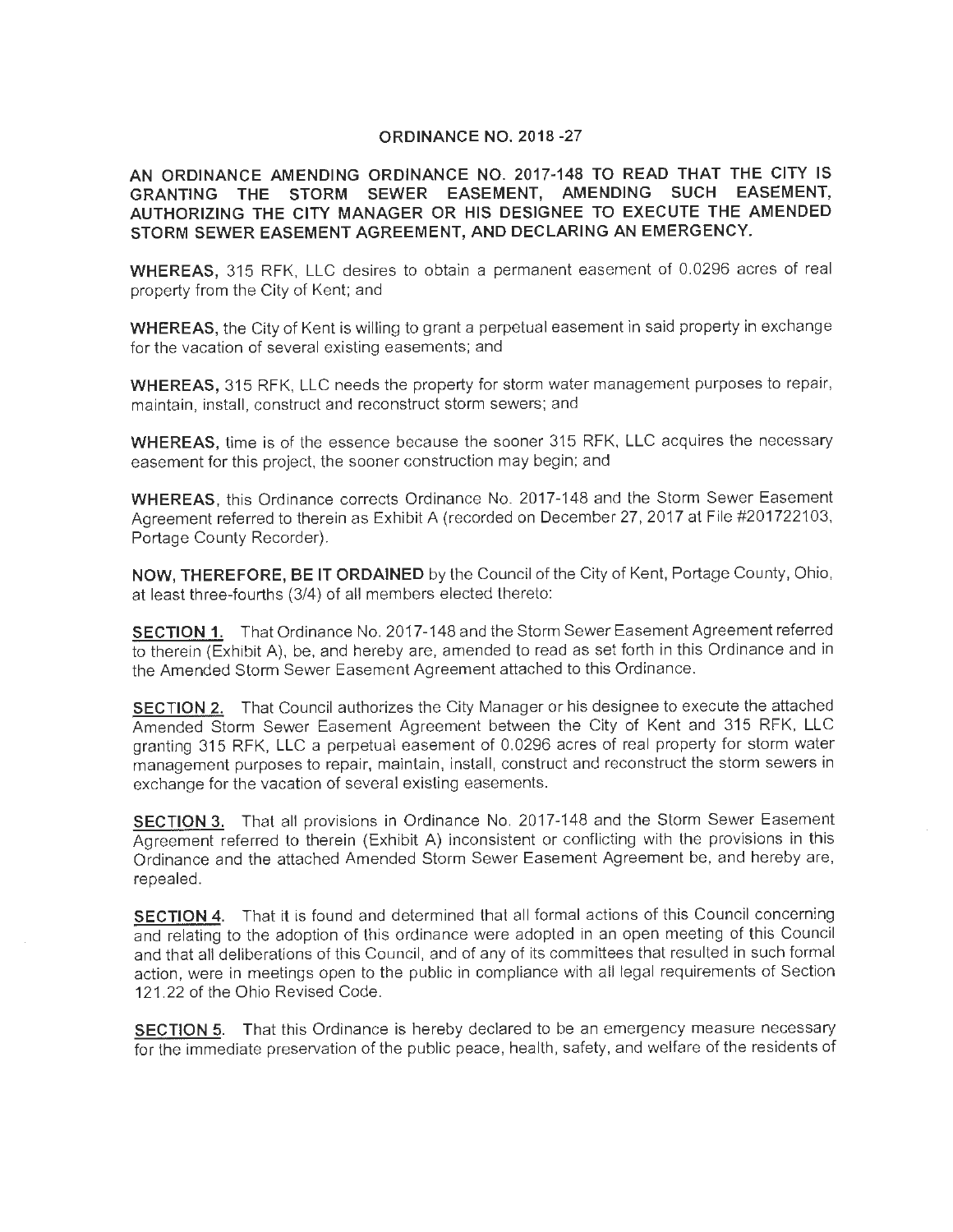# ORDINANCE NO. 2018 -27

**AN ORDINANCE AMENDING ORDINANCE NO. 2017-148 TO READ THAT THE CITY IS GRANTING THE STORM SEWER EASEMENT, AMENDING SUCH EASEMENT, AUTHORIZING THE CITY MANAGER OR HIS DESIGNEE TO EXECUTE THE AMENDED STORM SEWER EASEMENT AGREEMENT, AND DECLARING AN EMERGENCY.**

**WHEREAS,** 315 RFK, LLC desires to obtain a permanent easement of 0.0296 acres of real property from the City of Kent; and

**WHEREAS,** the City of Kent is willing to grant a perpetual easement in said property in exchange for the vacation of several existing easements; and

**WHEREAS,** 315 RFK, LLC needs the property for storm water management purposes to repair, maintain, install, construct and reconstruct storm sewers; and

**WHEREAS,** time is of the essence because the sooner 315 RFK, LLC acquires the necessary easement for this project, the sooner construction may begin; and

**WHEREAS,** this Ordinance corrects Ordinance No. 2017-148 and the Storm Sewer Easement Agreement referred to therein as Exhibit A (recorded on December 27, 2017 at File #201722103, Portage County Recorder).

**NOW, THEREFORE, BE IT ORDAINED** by the Council of the City of Kent, Portage County, Ohio, at least three-fourths (3/4) of all members elected thereto:

**SECTION 1.** That Ordinance No. 2017-148 and the Storm Sewer Easement Agreement referred to therein (Exhibit A), be, and hereby are, amended to read as set forth in this Ordinance and in the Amended Storm Sewer Easement Agreement attached to this Ordinance.

**SECTION 2.** That Council authorizes the City Manager or his designee to execute the attached Amended Storm Sewer Easement Agreement between the City of Kent and 315 RFK, LLC granting 315 RFK, LLC a perpetual easement of 0.0296 acres of real property for storm water management purposes to repair, maintain, install, construct and reconstruct the storm sewers in exchange for the vacation of several existing easements.

**SECTION 3.** That all provisions in Ordinance No. 2017-148 and the Storm Sewer Easement Agreement referred to therein (Exhibit A) inconsistent or conflicting with the provisions in this Ordinance and the attached Amended Storm Sewer Easement Agreement be, and hereby are, repealed.

**SECTION 4.** That it is found and determined that all formal actions of this Council concerning and relating to the adoption of this ordinance were adopted in an open meeting of this Council and that all deliberations of this Council, and of any of its committees that resulted in such formal action, were in meetings open to the public in compliance with all legal requirements of Section 121.22 of the Ohio Revised Code.

**SECTION 5.** That this Ordinance is hereby declared to be an emergency measure necessary for the immediate preservation of the public peace, health, safety, and welfare of the residents of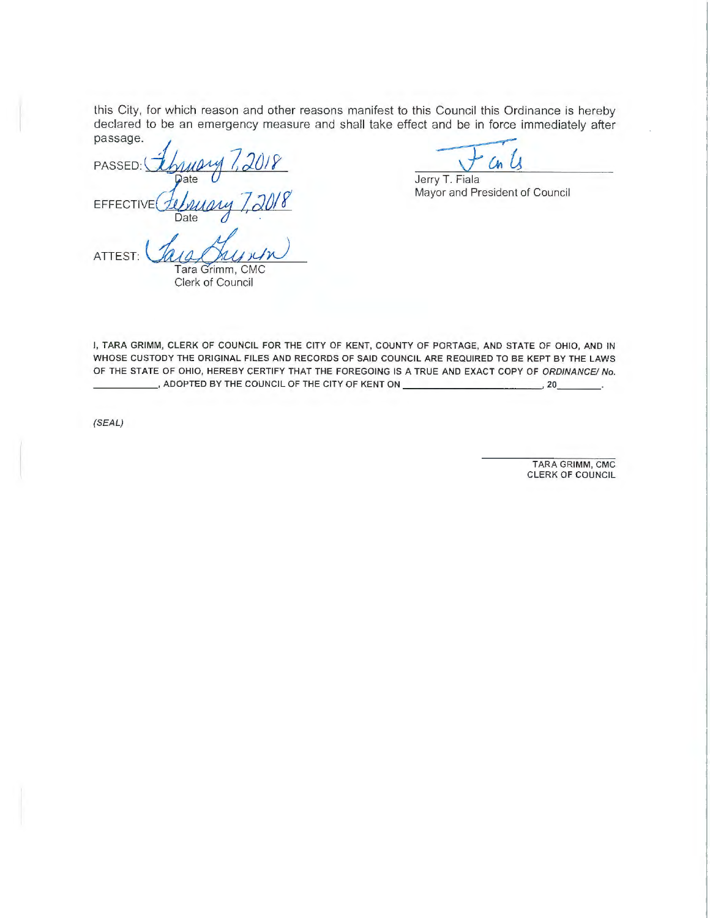this City, for which reason and other reasons manifest to this Council this Ordinance is hereby declared to be an emergency measure and shall take effect and be in force immediately after passage.

PASSED: February 7, 2018
Date

EFFECTIVE February 7, 2018
Date

ATTEST: Tara Grimm
Tara Grimm, CMC
Clerk of Council

Jerry T. Fiala
Mayor and President of Council

I, TARA GRIMM, CLERK OF COUNCIL FOR THE CITY OF KENT, COUNTY OF PORTAGE, AND STATE OF OHIO, AND IN WHOSE CUSTODY THE ORIGINAL FILES AND RECORDS OF SAID COUNCIL ARE REQUIRED TO BE KEPT BY THE LAWS OF THE STATE OF OHIO, HEREBY CERTIFY THAT THE FOREGOING IS A TRUE AND EXACT COPY OF *ORDINANCE/ No.* ___________, ADOPTED BY THE COUNCIL OF THE CITY OF KENT ON ________________________, 20________.

*(SEAL)*

TARA GRIMM, CMC
CLERK OF COUNCIL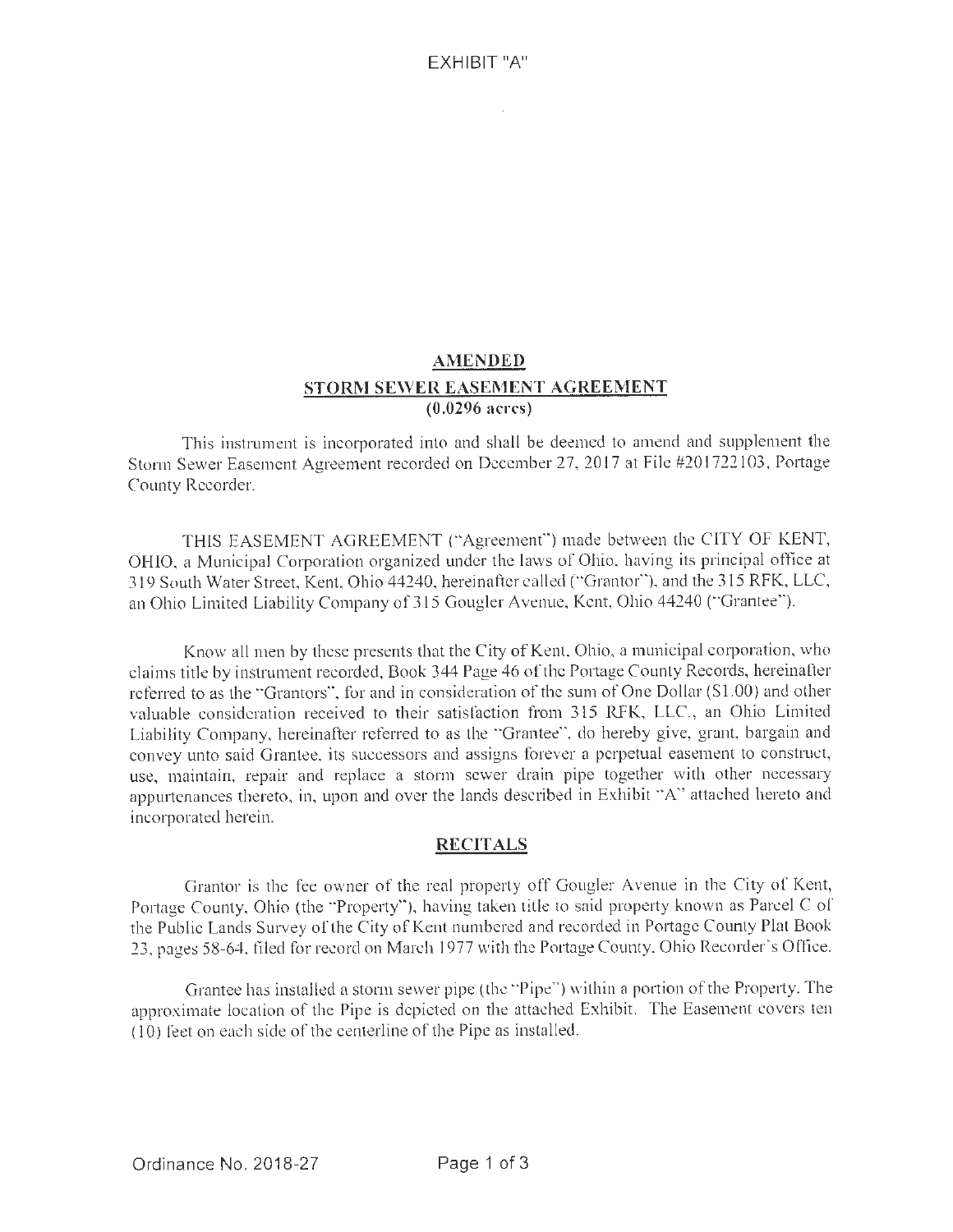EXHIBIT "A"

## AMENDED
## STORM SEWER EASEMENT AGREEMENT
**(0.0296 acres)**

This instrument is incorporated into and shall be deemed to amend and supplement the Storm Sewer Easement Agreement recorded on December 27, 2017 at File #201722103, Portage County Recorder.

THIS EASEMENT AGREEMENT ("Agreement") made between the CITY OF KENT, OHIO, a Municipal Corporation organized under the laws of Ohio, having its principal office at 319 South Water Street, Kent, Ohio 44240, hereinafter called ("Grantor"), and the 315 RFK, LLC, an Ohio Limited Liability Company of 315 Gougler Avenue, Kent, Ohio 44240 ("Grantee").

Know all men by these presents that the City of Kent, Ohio, a municipal corporation, who claims title by instrument recorded, Book 344 Page 46 of the Portage County Records, hereinafter referred to as the "Grantors", for and in consideration of the sum of One Dollar ($1.00) and other valuable consideration received to their satisfaction from 315 RFK, LLC., an Ohio Limited Liability Company, hereinafter referred to as the "Grantee", do hereby give, grant, bargain and convey unto said Grantee, its successors and assigns forever a perpetual easement to construct, use, maintain, repair and replace a storm sewer drain pipe together with other necessary appurtenances thereto, in, upon and over the lands described in Exhibit "A" attached hereto and incorporated herein.

## RECITALS

Grantor is the fee owner of the real property off Gougler Avenue in the City of Kent, Portage County, Ohio (the "Property"), having taken title to said property known as Parcel C of the Public Lands Survey of the City of Kent numbered and recorded in Portage County Plat Book 23, pages 58-64, filed for record on March 1977 with the Portage County, Ohio Recorder's Office.

Grantee has installed a storm sewer pipe (the "Pipe") within a portion of the Property. The approximate location of the Pipe is depicted on the attached Exhibit. The Easement covers ten (10) feet on each side of the centerline of the Pipe as installed.

Ordinance No. 2018-27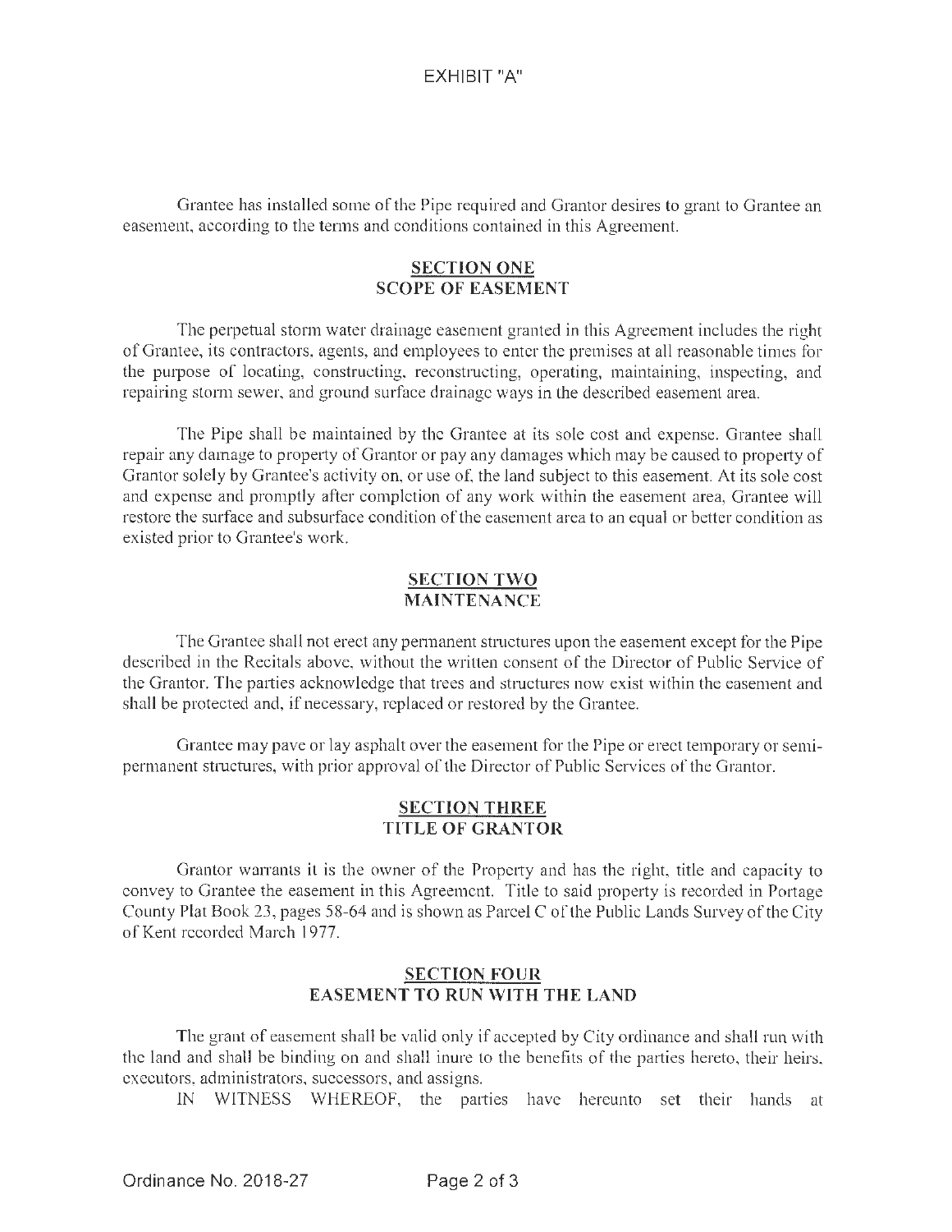EXHIBIT "A"

Grantee has installed some of the Pipe required and Grantor desires to grant to Grantee an easement, according to the terms and conditions contained in this Agreement.

## SECTION ONE
## SCOPE OF EASEMENT

The perpetual storm water drainage easement granted in this Agreement includes the right of Grantee, its contractors, agents, and employees to enter the premises at all reasonable times for the purpose of locating, constructing, reconstructing, operating, maintaining, inspecting, and repairing storm sewer, and ground surface drainage ways in the described easement area.

The Pipe shall be maintained by the Grantee at its sole cost and expense. Grantee shall repair any damage to property of Grantor or pay any damages which may be caused to property of Grantor solely by Grantee's activity on, or use of, the land subject to this easement. At its sole cost and expense and promptly after completion of any work within the easement area, Grantee will restore the surface and subsurface condition of the easement area to an equal or better condition as existed prior to Grantee's work.

## SECTION TWO
## MAINTENANCE

The Grantee shall not erect any permanent structures upon the easement except for the Pipe described in the Recitals above, without the written consent of the Director of Public Service of the Grantor. The parties acknowledge that trees and structures now exist within the easement and shall be protected and, if necessary, replaced or restored by the Grantee.

Grantee may pave or lay asphalt over the easement for the Pipe or erect temporary or semi-permanent structures, with prior approval of the Director of Public Services of the Grantor.

## SECTION THREE
## TITLE OF GRANTOR

Grantor warrants it is the owner of the Property and has the right, title and capacity to convey to Grantee the easement in this Agreement. Title to said property is recorded in Portage County Plat Book 23, pages 58-64 and is shown as Parcel C of the Public Lands Survey of the City of Kent recorded March 1977.

## SECTION FOUR
## EASEMENT TO RUN WITH THE LAND

The grant of easement shall be valid only if accepted by City ordinance and shall run with the land and shall be binding on and shall inure to the benefits of the parties hereto, their heirs, executors, administrators, successors, and assigns.

IN WITNESS WHEREOF, the parties have hereunto set their hands at

Ordinance No. 2018-27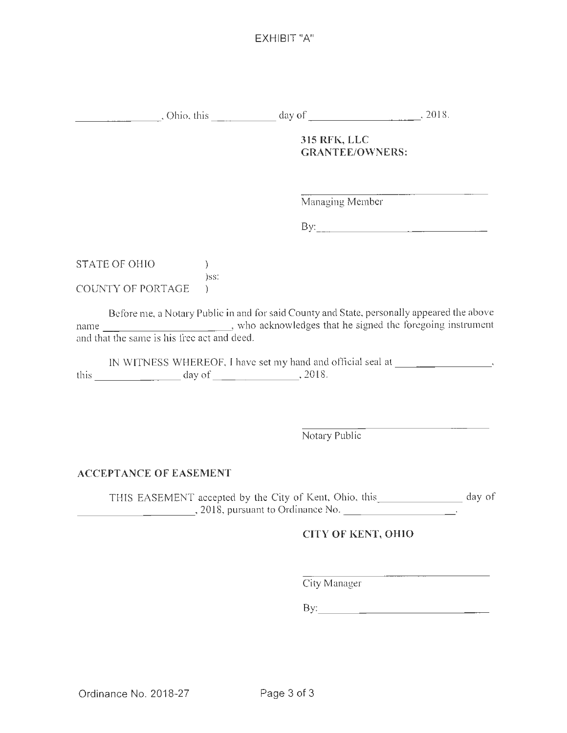EXHIBIT "A"

_______________, Ohio, this ___________ day of ____________________, 2018.

**315 RFK, LLC**
**GRANTEE/OWNERS:**

_________________________________
Managing Member

By:______________________________

STATE OF OHIO )
)ss:
COUNTY OF PORTAGE )

Before me, a Notary Public in and for said County and State, personally appeared the above name ________________________, who acknowledges that he signed the foregoing instrument and that the same is his free act and deed.

IN WITNESS WHEREOF, I have set my hand and official seal at _________________, this ________________ day of ________________, 2018.

_________________________________
Notary Public

**ACCEPTANCE OF EASEMENT**

THIS EASEMENT accepted by the City of Kent, Ohio, this________________ day of ______________________, 2018, pursuant to Ordinance No. ____________________.

**CITY OF KENT, OHIO**

_________________________________
City Manager

By:______________________________